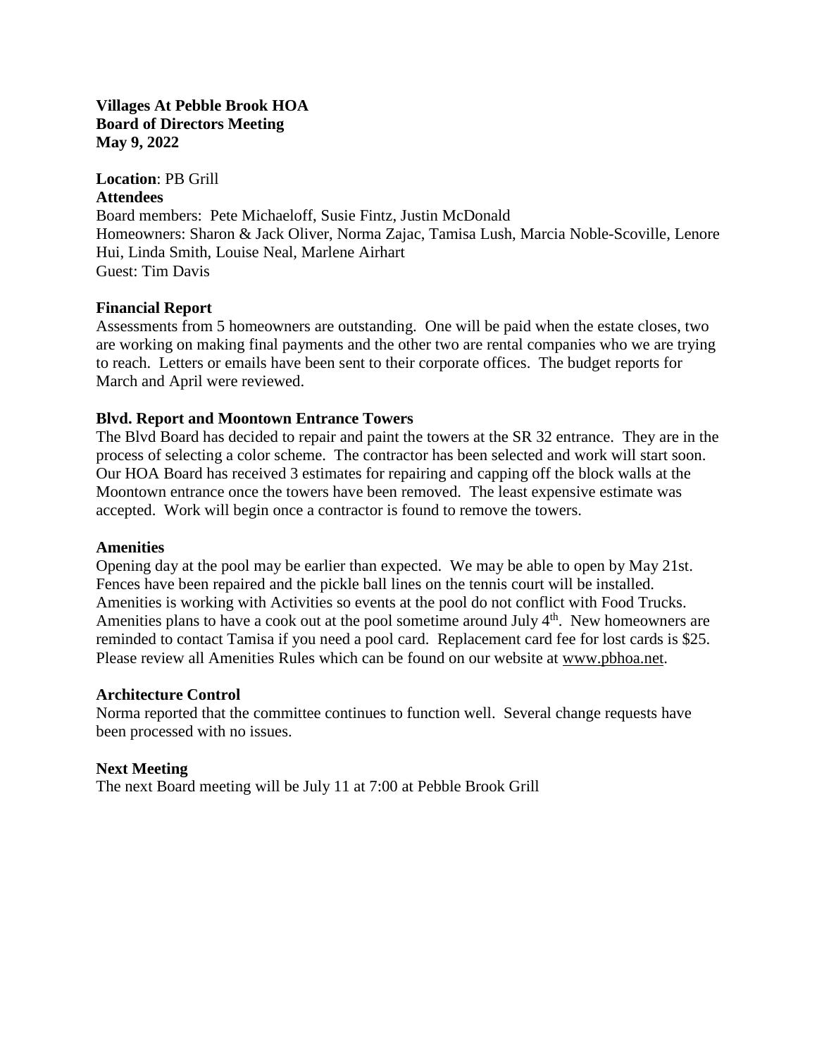**Villages At Pebble Brook HOA**
**Board of Directors Meeting**
**May 9, 2022**

**Location**: PB Grill

**Attendees**

Board members: Pete Michaeloff, Susie Fintz, Justin McDonald

Homeowners: Sharon & Jack Oliver, Norma Zajac, Tamisa Lush, Marcia Noble-Scoville, Lenore Hui, Linda Smith, Louise Neal, Marlene Airhart

Guest: Tim Davis

**Financial Report**

Assessments from 5 homeowners are outstanding. One will be paid when the estate closes, two are working on making final payments and the other two are rental companies who we are trying to reach. Letters or emails have been sent to their corporate offices. The budget reports for March and April were reviewed.

**Blvd. Report and Moontown Entrance Towers**

The Blvd Board has decided to repair and paint the towers at the SR 32 entrance. They are in the process of selecting a color scheme. The contractor has been selected and work will start soon. Our HOA Board has received 3 estimates for repairing and capping off the block walls at the Moontown entrance once the towers have been removed. The least expensive estimate was accepted. Work will begin once a contractor is found to remove the towers.

**Amenities**

Opening day at the pool may be earlier than expected. We may be able to open by May 21st. Fences have been repaired and the pickle ball lines on the tennis court will be installed. Amenities is working with Activities so events at the pool do not conflict with Food Trucks. Amenities plans to have a cook out at the pool sometime around July 4th. New homeowners are reminded to contact Tamisa if you need a pool card. Replacement card fee for lost cards is $25. Please review all Amenities Rules which can be found on our website at www.pbhoa.net.

**Architecture Control**

Norma reported that the committee continues to function well. Several change requests have been processed with no issues.

**Next Meeting**

The next Board meeting will be July 11 at 7:00 at Pebble Brook Grill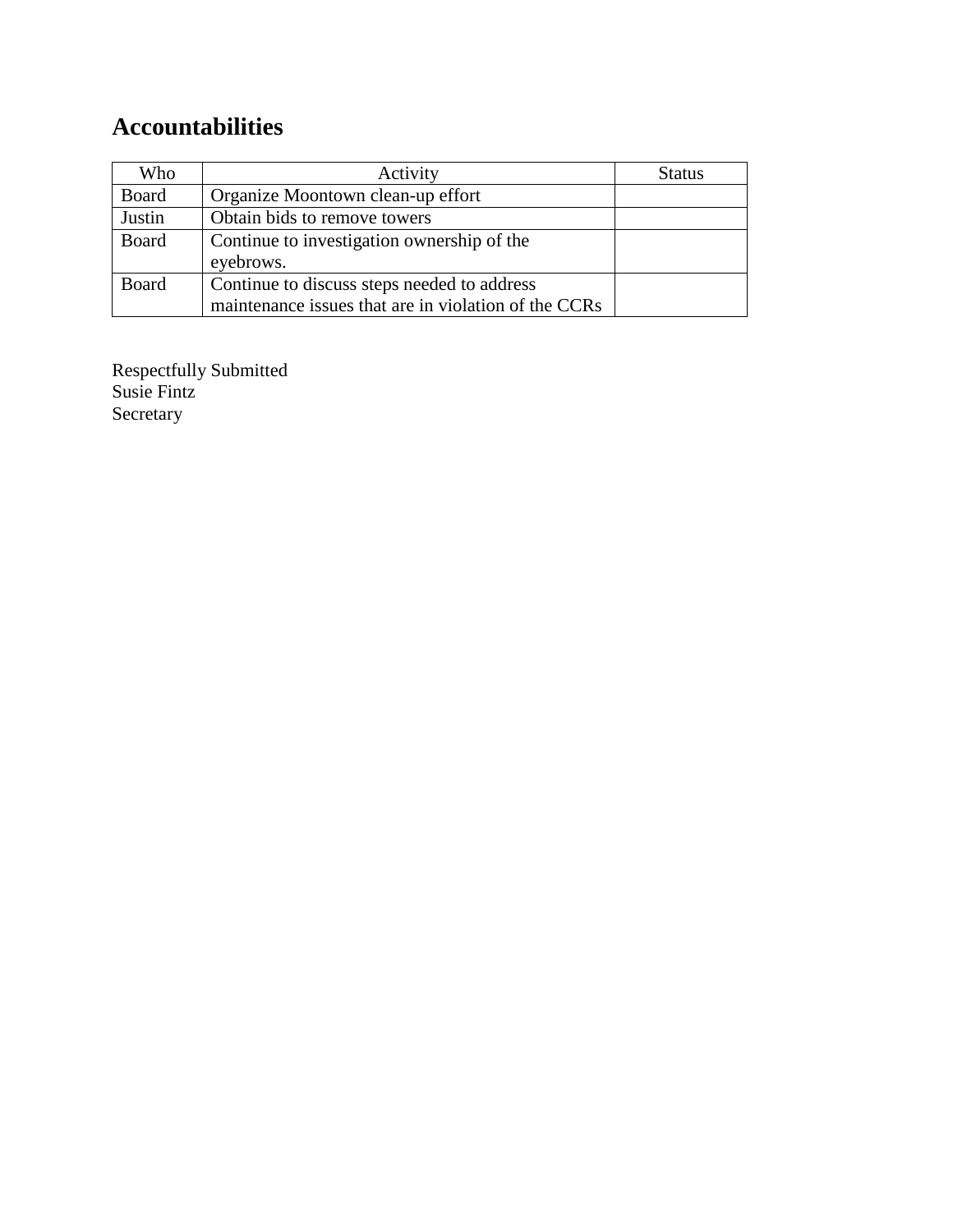## Accountabilities

| Who | Activity | Status |
|---|---|---|
| Board | Organize Moontown clean-up effort | |
| Justin | Obtain bids to remove towers | |
| Board | Continue to investigation ownership of the eyebrows. | |
| Board | Continue to discuss steps needed to address maintenance issues that are in violation of the CCRs | |

Respectfully Submitted
Susie Fintz
Secretary